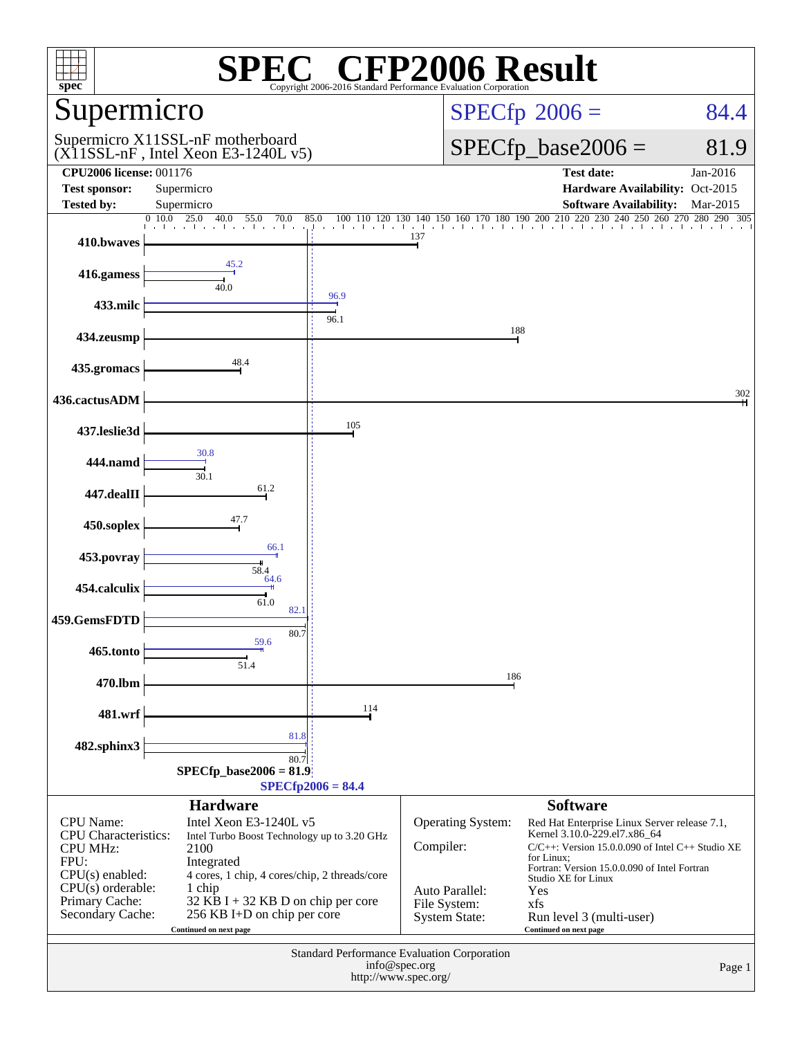# SPEC® CFP2006 Result

Copyright 2006-2016 Standard Performance Evaluation Corporation

## Supermicro

Supermicro X11SSL-nF motherboard
(X11SSL-nF , Intel Xeon E3-1240L v5)

**SPECfp 2006 = 84.4**

**SPECfp_base2006 = 81.9**

| | | | |
|---|---|---|---|
| **CPU2006 license:** 001176 | | **Test date:** | Jan-2016 |
| **Test sponsor:** | Supermicro | **Hardware Availability:** | Oct-2015 |
| **Tested by:** | Supermicro | **Software Availability:** | Mar-2015 |

| Benchmark | Peak | Base |
|---|---|---|
| 410.bwaves | | 137 |
| 416.gamess | 45.2 | 40.0 |
| 433.milc | 96.9 | 96.1 |
| 434.zeusmp | | 188 |
| 435.gromacs | | 48.4 |
| 436.cactusADM | | 302 |
| 437.leslie3d | | 105 |
| 444.namd | 30.8 | 30.1 |
| 447.dealII | | 61.2 |
| 450.soplex | | 47.7 |
| 453.povray | 66.1 | 58.4 |
| 454.calculix | 64.6 | 61.0 |
| 459.GemsFDTD | 82.1 | 80.7 |
| 465.tonto | 59.6 | 51.4 |
| 470.lbm | | 186 |
| 481.wrf | | 114 |
| 482.sphinx3 | 81.8 | 80.7 |

SPECfp_base2006 = 81.9

SPECfp2006 = 84.4

### Hardware

| | |
|---|---|
| CPU Name: | Intel Xeon E3-1240L v5 |
| CPU Characteristics: | Intel Turbo Boost Technology up to 3.20 GHz |
| CPU MHz: | 2100 |
| FPU: | Integrated |
| CPU(s) enabled: | 4 cores, 1 chip, 4 cores/chip, 2 threads/core |
| CPU(s) orderable: | 1 chip |
| Primary Cache: | 32 KB I + 32 KB D on chip per core |
| Secondary Cache: | 256 KB I+D on chip per core |

Continued on next page

### Software

| | |
|---|---|
| Operating System: | Red Hat Enterprise Linux Server release 7.1, Kernel 3.10.0-229.el7.x86_64 |
| Compiler: | C/C++: Version 15.0.0.090 of Intel C++ Studio XE for Linux; Fortran: Version 15.0.0.090 of Intel Fortran Studio XE for Linux |
| Auto Parallel: | Yes |
| File System: | xfs |
| System State: | Run level 3 (multi-user) |

Continued on next page

Standard Performance Evaluation Corporation
info@spec.org
http://www.spec.org/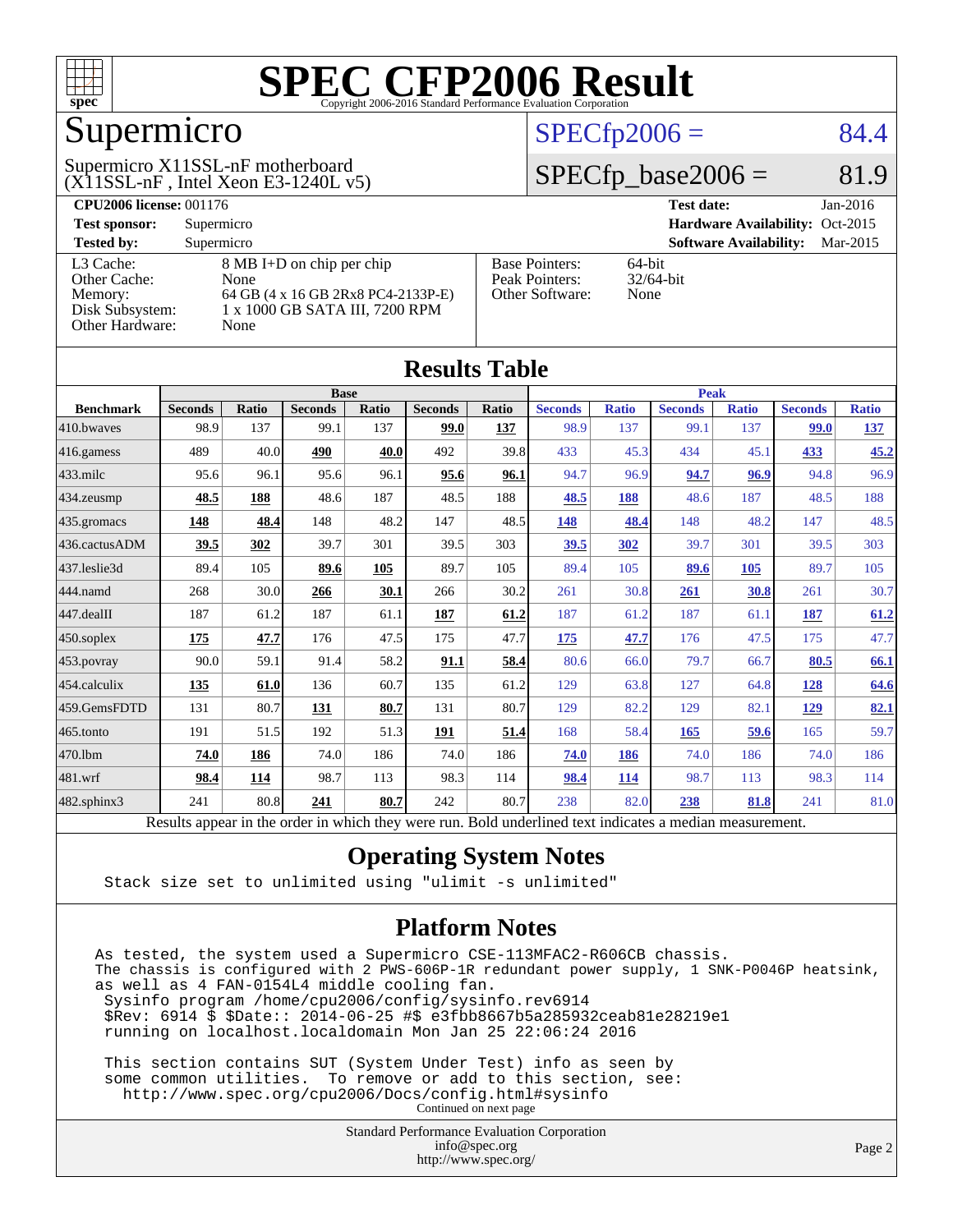# SPEC CFP2006 Result

Copyright 2006-2016 Standard Performance Evaluation Corporation

## Supermicro

Supermicro X11SSL-nF motherboard
(X11SSL-nF , Intel Xeon E3-1240L v5)

SPECfp2006 = 84.4

SPECfp_base2006 = 81.9

**CPU2006 license:** 001176
**Test sponsor:** Supermicro
**Tested by:** Supermicro

**Test date:** Jan-2016
**Hardware Availability:** Oct-2015
**Software Availability:** Mar-2015

| | |
|---|---|
| L3 Cache: | 8 MB I+D on chip per chip |
| Other Cache: | None |
| Memory: | 64 GB (4 x 16 GB 2Rx8 PC4-2133P-E) |
| Disk Subsystem: | 1 x 1000 GB SATA III, 7200 RPM |
| Other Hardware: | None |

| | |
|---|---|
| Base Pointers: | 64-bit |
| Peak Pointers: | 32/64-bit |
| Other Software: | None |

## Results Table

| | Base | | | | | | Peak | | | | | |
|---|---|---|---|---|---|---|---|---|---|---|---|---|
| **Benchmark** | **Seconds** | **Ratio** | **Seconds** | **Ratio** | **Seconds** | **Ratio** | **Seconds** | **Ratio** | **Seconds** | **Ratio** | **Seconds** | **Ratio** |
| 410.bwaves | 98.9 | 137 | 99.1 | 137 | **99.0** | **137** | 98.9 | 137 | 99.1 | 137 | **99.0** | **137** |
| 416.gamess | 489 | 40.0 | **490** | **40.0** | 492 | 39.8 | 433 | 45.3 | 434 | 45.1 | **433** | **45.2** |
| 433.milc | 95.6 | 96.1 | 95.6 | 96.1 | **95.6** | **96.1** | 94.7 | 96.9 | **94.7** | **96.9** | 94.8 | 96.9 |
| 434.zeusmp | **48.5** | **188** | 48.6 | 187 | 48.5 | 188 | **48.5** | **188** | 48.6 | 187 | 48.5 | 188 |
| 435.gromacs | **148** | **48.4** | 148 | 48.2 | 147 | 48.5 | **148** | **48.4** | 148 | 48.2 | 147 | 48.5 |
| 436.cactusADM | **39.5** | **302** | 39.7 | 301 | 39.5 | 303 | **39.5** | **302** | 39.7 | 301 | 39.5 | 303 |
| 437.leslie3d | 89.4 | 105 | **89.6** | **105** | 89.7 | 105 | 89.4 | 105 | **89.6** | **105** | 89.7 | 105 |
| 444.namd | 268 | 30.0 | **266** | **30.1** | 266 | 30.2 | 261 | 30.8 | **261** | **30.8** | 261 | 30.7 |
| 447.dealII | 187 | 61.2 | 187 | 61.1 | **187** | **61.2** | 187 | 61.2 | 187 | 61.1 | **187** | **61.2** |
| 450.soplex | **175** | **47.7** | 176 | 47.5 | 175 | 47.7 | **175** | **47.7** | 176 | 47.5 | 175 | 47.7 |
| 453.povray | 90.0 | 59.1 | 91.4 | 58.2 | **91.1** | **58.4** | 80.6 | 66.0 | 79.7 | 66.7 | **80.5** | **66.1** |
| 454.calculix | **135** | **61.0** | 136 | 60.7 | 135 | 61.2 | 129 | 63.8 | 127 | 64.8 | **128** | **64.6** |
| 459.GemsFDTD | 131 | 80.7 | **131** | **80.7** | 131 | 80.7 | 129 | 82.2 | 129 | 82.1 | **129** | **82.1** |
| 465.tonto | 191 | 51.5 | 192 | 51.3 | **191** | **51.4** | 168 | 58.4 | **165** | **59.6** | 165 | 59.7 |
| 470.lbm | **74.0** | **186** | 74.0 | 186 | 74.0 | 186 | **74.0** | **186** | 74.0 | 186 | 74.0 | 186 |
| 481.wrf | **98.4** | **114** | 98.7 | 113 | 98.3 | 114 | **98.4** | **114** | 98.7 | 113 | 98.3 | 114 |
| 482.sphinx3 | 241 | 80.8 | **241** | **80.7** | 242 | 80.7 | 238 | 82.0 | **238** | **81.8** | 241 | 81.0 |

Results appear in the order in which they were run. Bold underlined text indicates a median measurement.

## Operating System Notes

```
Stack size set to unlimited using "ulimit -s unlimited"
```

## Platform Notes

```
As tested, the system used a Supermicro CSE-113MFAC2-R606CB chassis.
The chassis is configured with 2 PWS-606P-1R redundant power supply, 1 SNK-P0046P heatsink,
as well as 4 FAN-0154L4 middle cooling fan.
 Sysinfo program /home/cpu2006/config/sysinfo.rev6914
 $Rev: 6914 $ $Date:: 2014-06-25 #$ e3fbb8667b5a285932ceab81e28219e1
 running on localhost.localdomain Mon Jan 25 22:06:24 2016

 This section contains SUT (System Under Test) info as seen by
 some common utilities.  To remove or add to this section, see:
   http://www.spec.org/cpu2006/Docs/config.html#sysinfo
```

Continued on next page

Standard Performance Evaluation Corporation
info@spec.org
http://www.spec.org/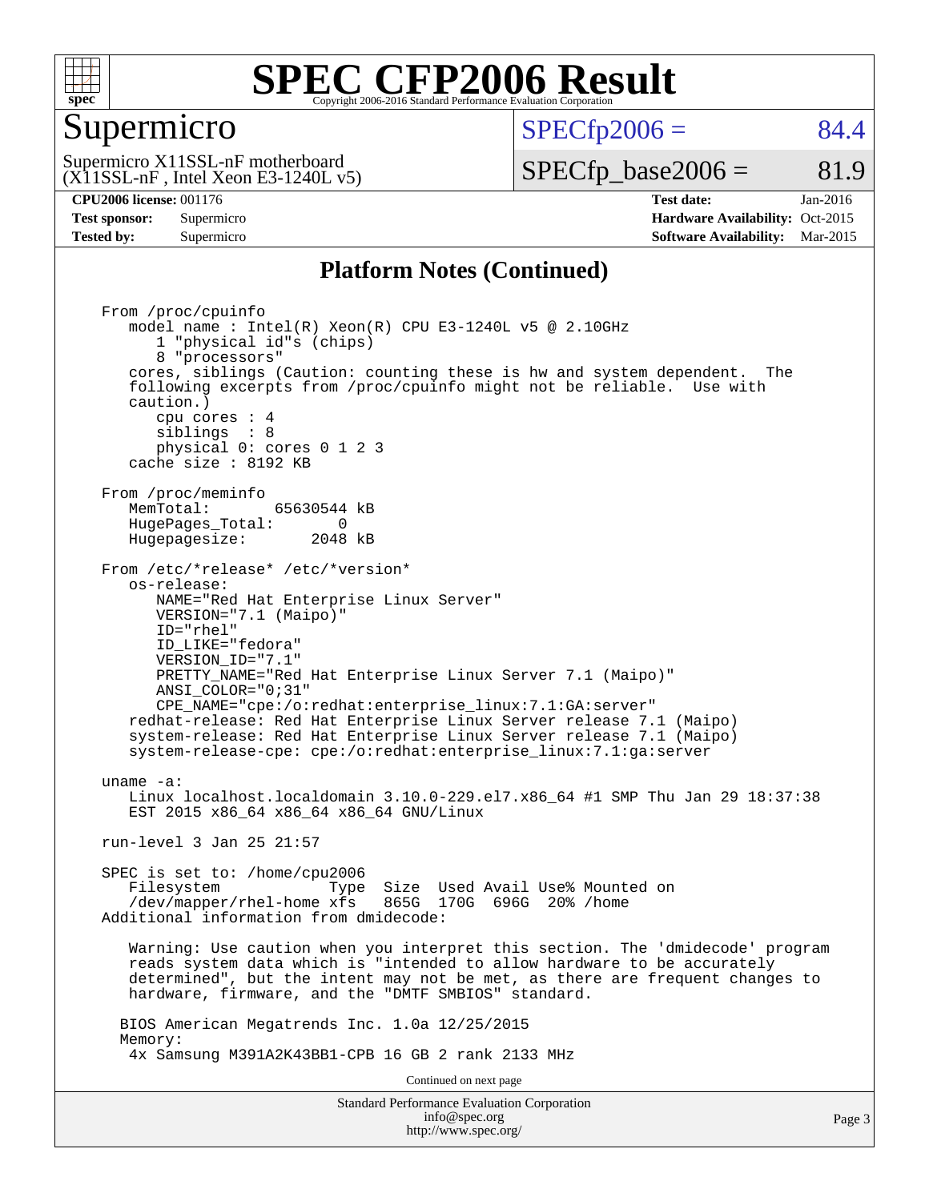## Platform Notes (Continued)

```
From /proc/cpuinfo
   model name : Intel(R) Xeon(R) CPU E3-1240L v5 @ 2.10GHz
      1 "physical id"s (chips)
      8 "processors"
   cores, siblings (Caution: counting these is hw and system dependent.  The
   following excerpts from /proc/cpuinfo might not be reliable.  Use with
   caution.)
      cpu cores : 4
      siblings  : 8
      physical 0: cores 0 1 2 3
   cache size : 8192 KB

From /proc/meminfo
   MemTotal:       65630544 kB
   HugePages_Total:       0
   Hugepagesize:       2048 kB

From /etc/*release* /etc/*version*
   os-release:
      NAME="Red Hat Enterprise Linux Server"
      VERSION="7.1 (Maipo)"
      ID="rhel"
      ID_LIKE="fedora"
      VERSION_ID="7.1"
      PRETTY_NAME="Red Hat Enterprise Linux Server 7.1 (Maipo)"
      ANSI_COLOR="0;31"
      CPE_NAME="cpe:/o:redhat:enterprise_linux:7.1:GA:server"
   redhat-release: Red Hat Enterprise Linux Server release 7.1 (Maipo)
   system-release: Red Hat Enterprise Linux Server release 7.1 (Maipo)
   system-release-cpe: cpe:/o:redhat:enterprise_linux:7.1:ga:server

uname -a:
   Linux localhost.localdomain 3.10.0-229.el7.x86_64 #1 SMP Thu Jan 29 18:37:38
   EST 2015 x86_64 x86_64 x86_64 GNU/Linux

run-level 3 Jan 25 21:57

SPEC is set to: /home/cpu2006
   Filesystem            Type  Size  Used Avail Use% Mounted on
   /dev/mapper/rhel-home xfs   865G  170G  696G  20% /home
Additional information from dmidecode:

   Warning: Use caution when you interpret this section. The 'dmidecode' program
   reads system data which is "intended to allow hardware to be accurately
   determined", but the intent may not be met, as there are frequent changes to
   hardware, firmware, and the "DMTF SMBIOS" standard.

  BIOS American Megatrends Inc. 1.0a 12/25/2015
  Memory:
   4x Samsung M391A2K43BB1-CPB 16 GB 2 rank 2133 MHz
```

Continued on next page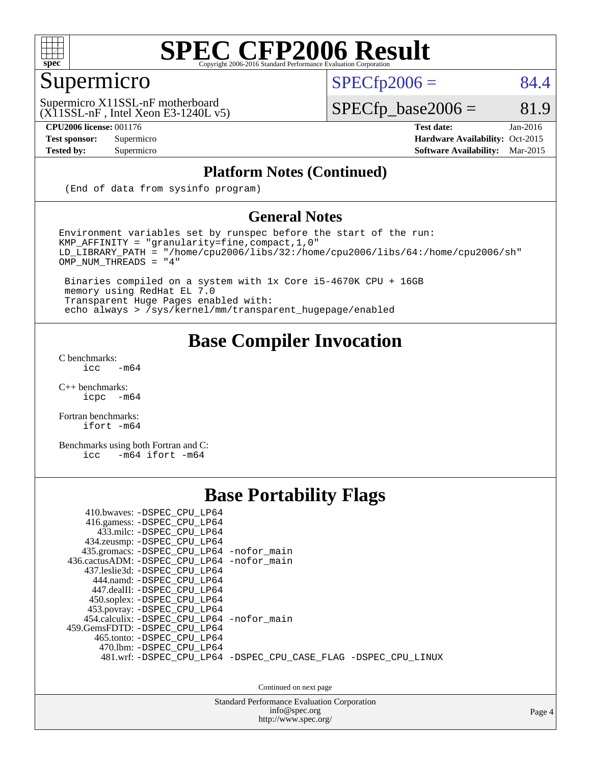# SPEC CFP2006 Result

Copyright 2006-2016 Standard Performance Evaluation Corporation

## Supermicro

Supermicro X11SSL-nF motherboard
(X11SSL-nF , Intel Xeon E3-1240L v5)

SPECfp2006 = 84.4

SPECfp_base2006 = 81.9

| | | | |
|---|---|---|---|
| **CPU2006 license:** 001176 | | **Test date:** | Jan-2016 |
| **Test sponsor:** | Supermicro | **Hardware Availability:** | Oct-2015 |
| **Tested by:** | Supermicro | **Software Availability:** | Mar-2015 |

### Platform Notes (Continued)

```
(End of data from sysinfo program)
```

### General Notes

```
Environment variables set by runspec before the start of the run:
KMP_AFFINITY = "granularity=fine,compact,1,0"
LD_LIBRARY_PATH = "/home/cpu2006/libs/32:/home/cpu2006/libs/64:/home/cpu2006/sh"
OMP_NUM_THREADS = "4"

 Binaries compiled on a system with 1x Core i5-4670K CPU + 16GB
 memory using RedHat EL 7.0
 Transparent Huge Pages enabled with:
 echo always > /sys/kernel/mm/transparent_hugepage/enabled
```

## Base Compiler Invocation

C benchmarks:
```
icc   -m64
```

C++ benchmarks:
```
icpc  -m64
```

Fortran benchmarks:
```
ifort -m64
```

Benchmarks using both Fortran and C:
```
icc   -m64 ifort -m64
```

## Base Portability Flags

| | |
|---|---|
| 410.bwaves: | -DSPEC_CPU_LP64 |
| 416.gamess: | -DSPEC_CPU_LP64 |
| 433.milc: | -DSPEC_CPU_LP64 |
| 434.zeusmp: | -DSPEC_CPU_LP64 |
| 435.gromacs: | -DSPEC_CPU_LP64 -nofor_main |
| 436.cactusADM: | -DSPEC_CPU_LP64 -nofor_main |
| 437.leslie3d: | -DSPEC_CPU_LP64 |
| 444.namd: | -DSPEC_CPU_LP64 |
| 447.dealII: | -DSPEC_CPU_LP64 |
| 450.soplex: | -DSPEC_CPU_LP64 |
| 453.povray: | -DSPEC_CPU_LP64 |
| 454.calculix: | -DSPEC_CPU_LP64 -nofor_main |
| 459.GemsFDTD: | -DSPEC_CPU_LP64 |
| 465.tonto: | -DSPEC_CPU_LP64 |
| 470.lbm: | -DSPEC_CPU_LP64 |
| 481.wrf: | -DSPEC_CPU_LP64 -DSPEC_CPU_CASE_FLAG -DSPEC_CPU_LINUX |

Continued on next page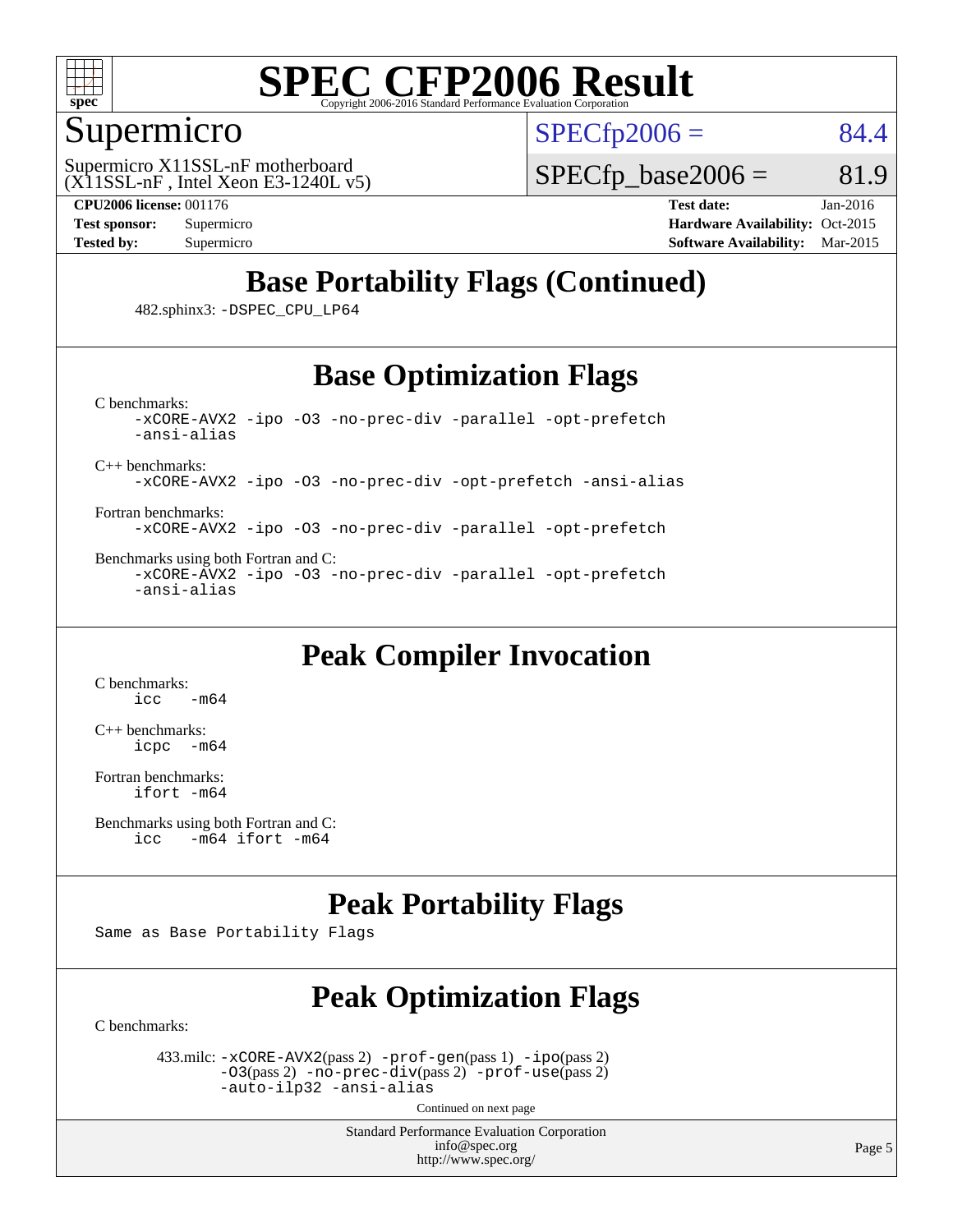# SPEC CFP2006 Result

Copyright 2006-2016 Standard Performance Evaluation Corporation

## Supermicro

Supermicro X11SSL-nF motherboard
(X11SSL-nF , Intel Xeon E3-1240L v5)

SPECfp2006 = 84.4

SPECfp_base2006 = 81.9

**CPU2006 license:** 001176
**Test sponsor:** Supermicro
**Tested by:** Supermicro

**Test date:** Jan-2016
**Hardware Availability:** Oct-2015
**Software Availability:** Mar-2015

## Base Portability Flags (Continued)

482.sphinx3: -DSPEC_CPU_LP64

## Base Optimization Flags

C benchmarks:
```
-xCORE-AVX2 -ipo -O3 -no-prec-div -parallel -opt-prefetch
-ansi-alias
```

C++ benchmarks:
```
-xCORE-AVX2 -ipo -O3 -no-prec-div -opt-prefetch -ansi-alias
```

Fortran benchmarks:
```
-xCORE-AVX2 -ipo -O3 -no-prec-div -parallel -opt-prefetch
```

Benchmarks using both Fortran and C:
```
-xCORE-AVX2 -ipo -O3 -no-prec-div -parallel -opt-prefetch
-ansi-alias
```

## Peak Compiler Invocation

C benchmarks:
```
icc   -m64
```

C++ benchmarks:
```
icpc  -m64
```

Fortran benchmarks:
```
ifort -m64
```

Benchmarks using both Fortran and C:
```
icc   -m64 ifort -m64
```

## Peak Portability Flags

Same as Base Portability Flags

## Peak Optimization Flags

C benchmarks:

433.milc: -xCORE-AVX2(pass 2) -prof-gen(pass 1) -ipo(pass 2) -O3(pass 2) -no-prec-div(pass 2) -prof-use(pass 2) -auto-ilp32 -ansi-alias

Continued on next page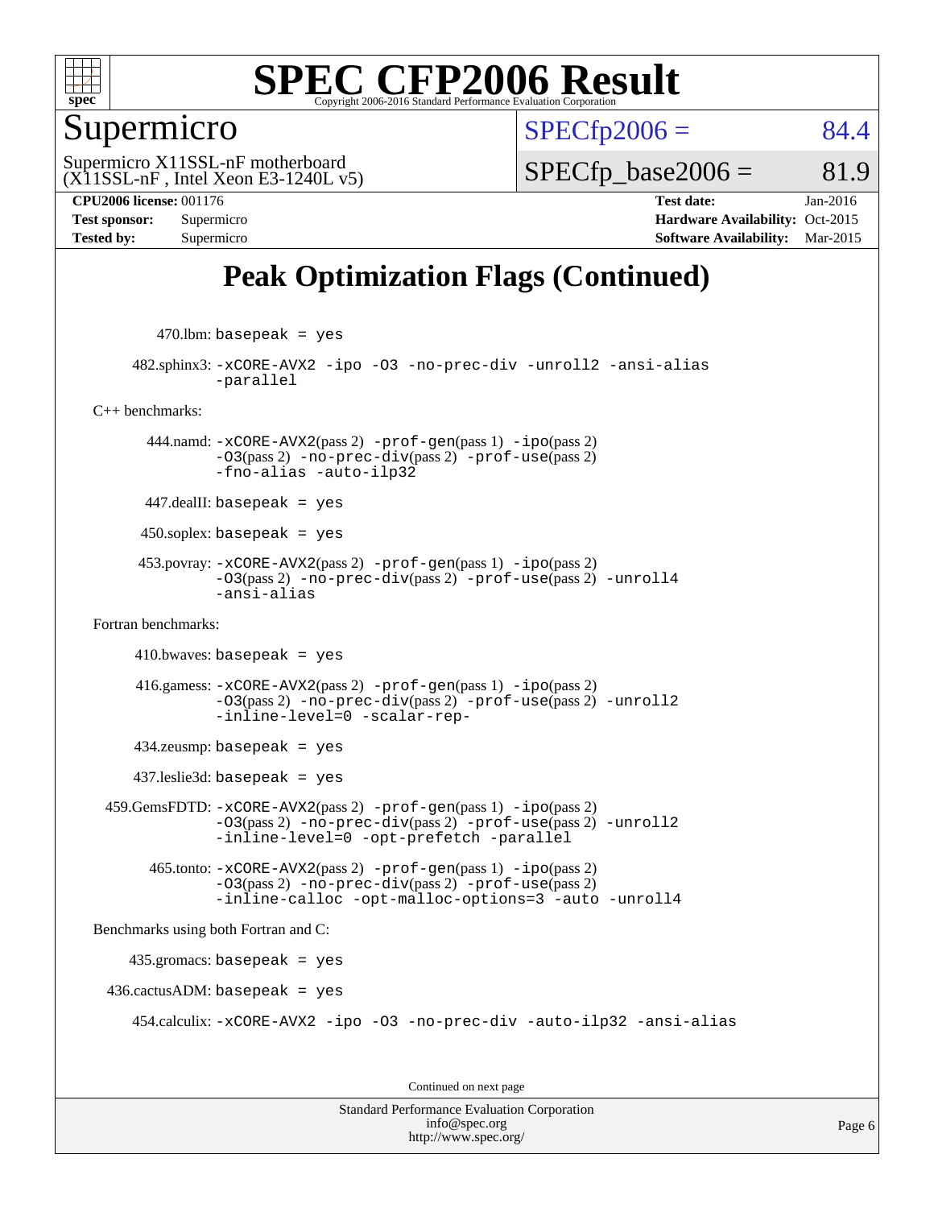# SPEC CFP2006 Result

Copyright 2006-2016 Standard Performance Evaluation Corporation

## Supermicro

Supermicro X11SSL-nF motherboard
(X11SSL-nF , Intel Xeon E3-1240L v5)

SPECfp2006 = 84.4

SPECfp_base2006 = 81.9

**CPU2006 license:** 001176
**Test sponsor:** Supermicro
**Tested by:** Supermicro

**Test date:** Jan-2016
**Hardware Availability:** Oct-2015
**Software Availability:** Mar-2015

## Peak Optimization Flags (Continued)

470.lbm: basepeak = yes

482.sphinx3: -xCORE-AVX2 -ipo -O3 -no-prec-div -unroll2 -ansi-alias -parallel

C++ benchmarks:

444.namd: -xCORE-AVX2(pass 2) -prof-gen(pass 1) -ipo(pass 2) -O3(pass 2) -no-prec-div(pass 2) -prof-use(pass 2) -fno-alias -auto-ilp32

447.dealII: basepeak = yes

450.soplex: basepeak = yes

453.povray: -xCORE-AVX2(pass 2) -prof-gen(pass 1) -ipo(pass 2) -O3(pass 2) -no-prec-div(pass 2) -prof-use(pass 2) -unroll4 -ansi-alias

Fortran benchmarks:

410.bwaves: basepeak = yes

416.gamess: -xCORE-AVX2(pass 2) -prof-gen(pass 1) -ipo(pass 2) -O3(pass 2) -no-prec-div(pass 2) -prof-use(pass 2) -unroll2 -inline-level=0 -scalar-rep-

434.zeusmp: basepeak = yes

437.leslie3d: basepeak = yes

459.GemsFDTD: -xCORE-AVX2(pass 2) -prof-gen(pass 1) -ipo(pass 2) -O3(pass 2) -no-prec-div(pass 2) -prof-use(pass 2) -unroll2 -inline-level=0 -opt-prefetch -parallel

465.tonto: -xCORE-AVX2(pass 2) -prof-gen(pass 1) -ipo(pass 2) -O3(pass 2) -no-prec-div(pass 2) -prof-use(pass 2) -inline-calloc -opt-malloc-options=3 -auto -unroll4

Benchmarks using both Fortran and C:

435.gromacs: basepeak = yes

436.cactusADM: basepeak = yes

454.calculix: -xCORE-AVX2 -ipo -O3 -no-prec-div -auto-ilp32 -ansi-alias

Continued on next page

Standard Performance Evaluation Corporation
info@spec.org
http://www.spec.org/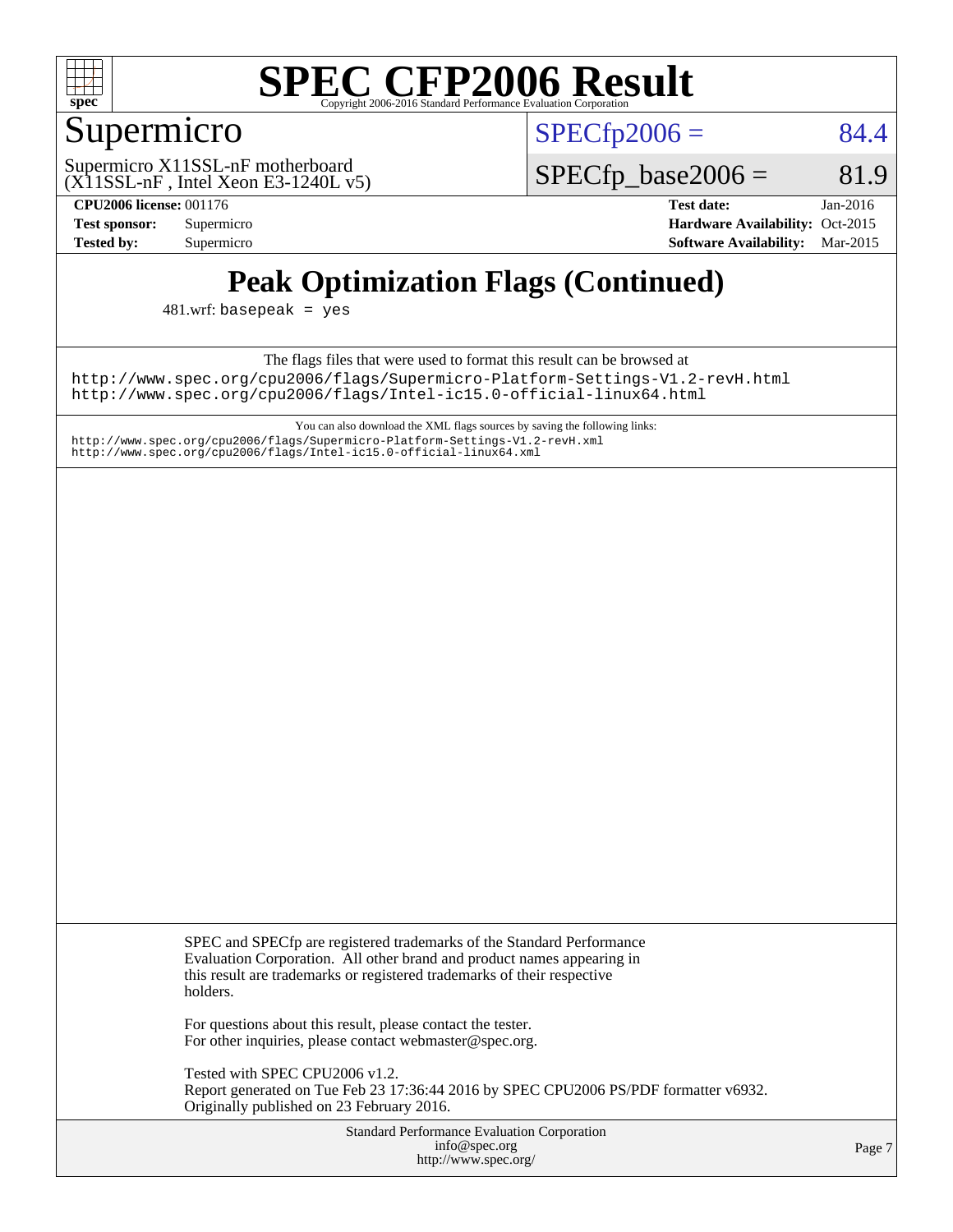# Peak Optimization Flags (Continued)

481.wrf: basepeak = yes

The flags files that were used to format this result can be browsed at
http://www.spec.org/cpu2006/flags/Supermicro-Platform-Settings-V1.2-revH.html
http://www.spec.org/cpu2006/flags/Intel-ic15.0-official-linux64.html

You can also download the XML flags sources by saving the following links:
http://www.spec.org/cpu2006/flags/Supermicro-Platform-Settings-V1.2-revH.xml
http://www.spec.org/cpu2006/flags/Intel-ic15.0-official-linux64.xml

SPEC and SPECfp are registered trademarks of the Standard Performance Evaluation Corporation. All other brand and product names appearing in this result are trademarks or registered trademarks of their respective holders.

For questions about this result, please contact the tester.
For other inquiries, please contact webmaster@spec.org.

Tested with SPEC CPU2006 v1.2.
Report generated on Tue Feb 23 17:36:44 2016 by SPEC CPU2006 PS/PDF formatter v6932.
Originally published on 23 February 2016.